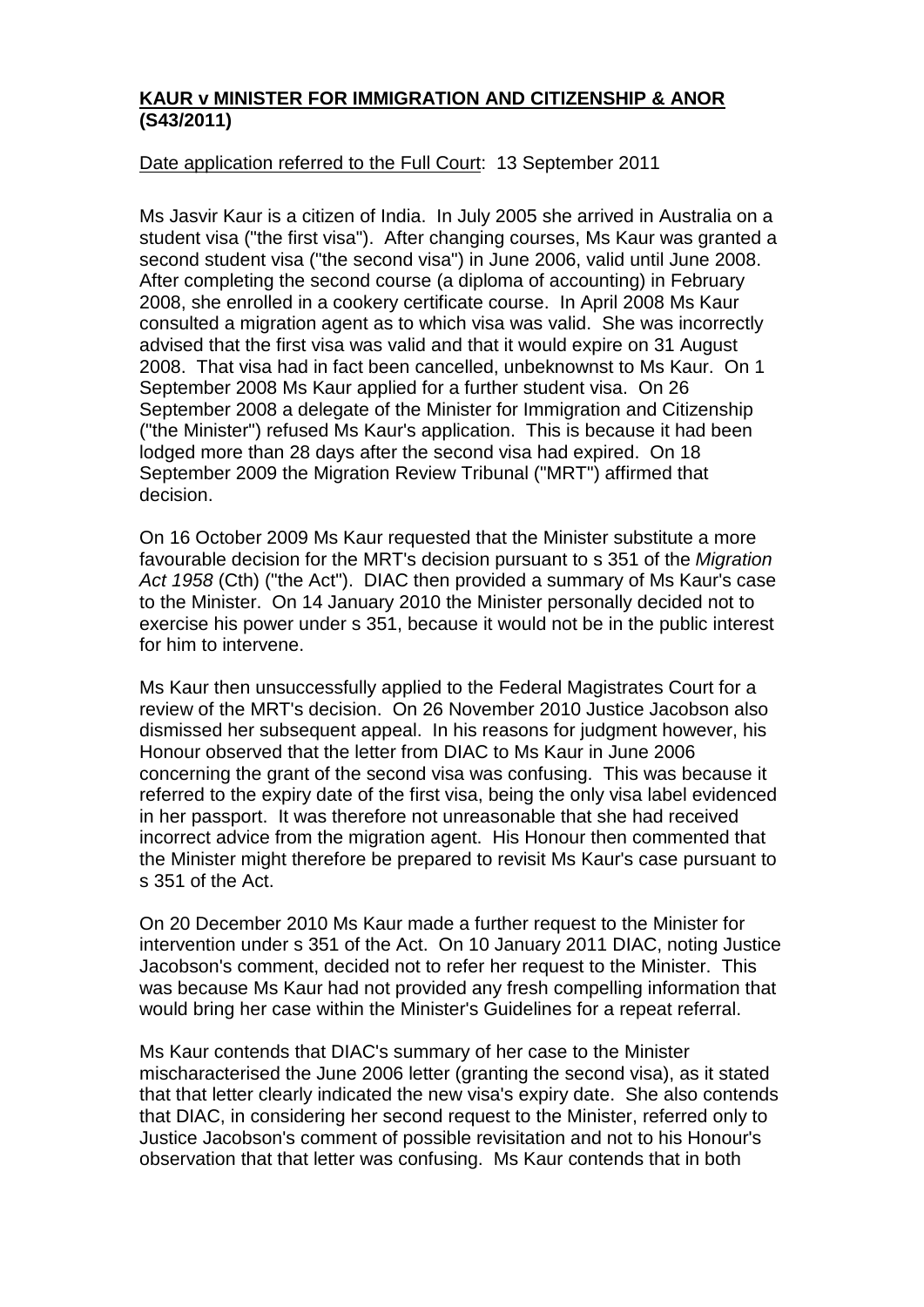**KAUR v MINISTER FOR IMMIGRATION AND CITIZENSHIP & ANOR (S43/2011)**

Date application referred to the Full Court: 13 September 2011

Ms Jasvir Kaur is a citizen of India. In July 2005 she arrived in Australia on a student visa ("the first visa"). After changing courses, Ms Kaur was granted a second student visa ("the second visa") in June 2006, valid until June 2008. After completing the second course (a diploma of accounting) in February 2008, she enrolled in a cookery certificate course. In April 2008 Ms Kaur consulted a migration agent as to which visa was valid. She was incorrectly advised that the first visa was valid and that it would expire on 31 August 2008. That visa had in fact been cancelled, unbeknownst to Ms Kaur. On 1 September 2008 Ms Kaur applied for a further student visa. On 26 September 2008 a delegate of the Minister for Immigration and Citizenship ("the Minister") refused Ms Kaur's application. This is because it had been lodged more than 28 days after the second visa had expired. On 18 September 2009 the Migration Review Tribunal ("MRT") affirmed that decision.

On 16 October 2009 Ms Kaur requested that the Minister substitute a more favourable decision for the MRT's decision pursuant to s 351 of the *Migration Act 1958* (Cth) ("the Act"). DIAC then provided a summary of Ms Kaur's case to the Minister. On 14 January 2010 the Minister personally decided not to exercise his power under s 351, because it would not be in the public interest for him to intervene.

Ms Kaur then unsuccessfully applied to the Federal Magistrates Court for a review of the MRT's decision. On 26 November 2010 Justice Jacobson also dismissed her subsequent appeal. In his reasons for judgment however, his Honour observed that the letter from DIAC to Ms Kaur in June 2006 concerning the grant of the second visa was confusing. This was because it referred to the expiry date of the first visa, being the only visa label evidenced in her passport. It was therefore not unreasonable that she had received incorrect advice from the migration agent. His Honour then commented that the Minister might therefore be prepared to revisit Ms Kaur's case pursuant to s 351 of the Act.

On 20 December 2010 Ms Kaur made a further request to the Minister for intervention under s 351 of the Act. On 10 January 2011 DIAC, noting Justice Jacobson's comment, decided not to refer her request to the Minister. This was because Ms Kaur had not provided any fresh compelling information that would bring her case within the Minister's Guidelines for a repeat referral.

Ms Kaur contends that DIAC's summary of her case to the Minister mischaracterised the June 2006 letter (granting the second visa), as it stated that that letter clearly indicated the new visa's expiry date. She also contends that DIAC, in considering her second request to the Minister, referred only to Justice Jacobson's comment of possible revisitation and not to his Honour's observation that that letter was confusing. Ms Kaur contends that in both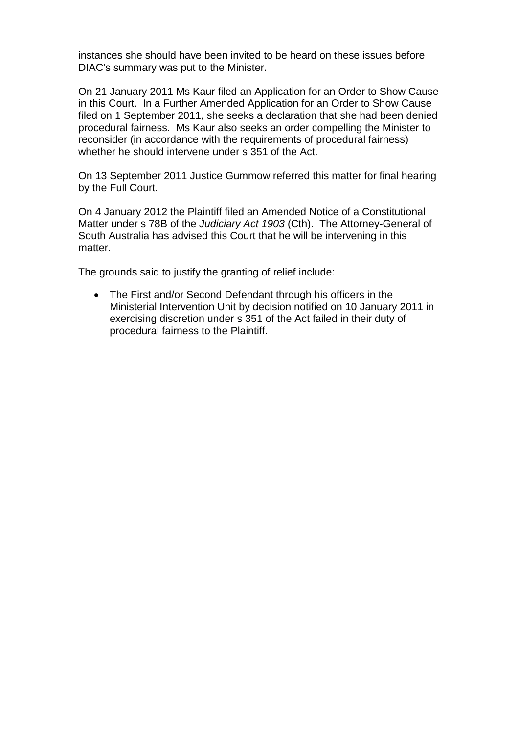instances she should have been invited to be heard on these issues before DIAC's summary was put to the Minister.

On 21 January 2011 Ms Kaur filed an Application for an Order to Show Cause in this Court. In a Further Amended Application for an Order to Show Cause filed on 1 September 2011, she seeks a declaration that she had been denied procedural fairness. Ms Kaur also seeks an order compelling the Minister to reconsider (in accordance with the requirements of procedural fairness) whether he should intervene under s 351 of the Act.

On 13 September 2011 Justice Gummow referred this matter for final hearing by the Full Court.

On 4 January 2012 the Plaintiff filed an Amended Notice of a Constitutional Matter under s 78B of the *Judiciary Act 1903* (Cth). The Attorney-General of South Australia has advised this Court that he will be intervening in this matter.

The grounds said to justify the granting of relief include:

- The First and/or Second Defendant through his officers in the Ministerial Intervention Unit by decision notified on 10 January 2011 in exercising discretion under s 351 of the Act failed in their duty of procedural fairness to the Plaintiff.